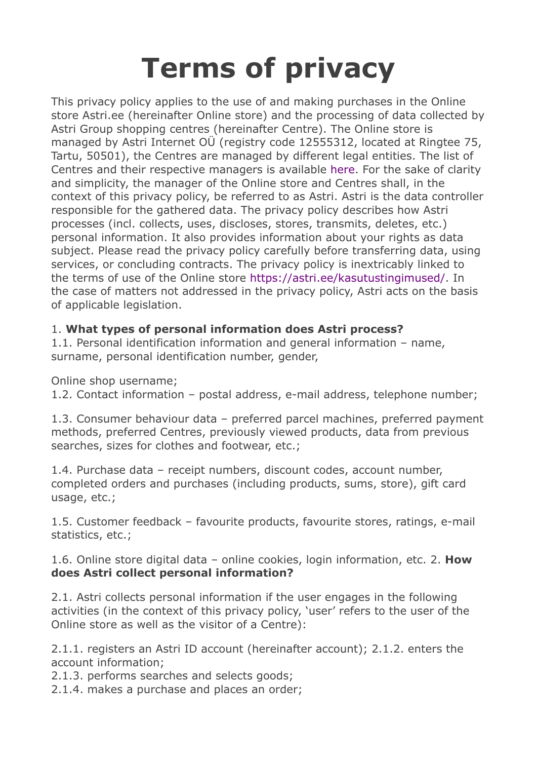# Terms of privacy

This privacy policy applies to the use of and making purchases in the Online store Astri.ee (hereinafter Online store) and the processing of data collected by Astri Group shopping centres (hereinafter Centre). The Online store is managed by Astri Internet OÜ (registry code 12555312, located at Ringtee 75, Tartu, 50501), the Centres are managed by different legal entities. The list of Centres and their respective managers is available here. For the sake of clarity and simplicity, the manager of the Online store and Centres shall, in the context of this privacy policy, be referred to as Astri. Astri is the data controller responsible for the gathered data. The privacy policy describes how Astri processes (incl. collects, uses, discloses, stores, transmits, deletes, etc.) personal information. It also provides information about your rights as data subject. Please read the privacy policy carefully before transferring data, using services, or concluding contracts. The privacy policy is inextricably linked to the terms of use of the Online store https://astri.ee/kasutustingimused/. In the case of matters not addressed in the privacy policy, Astri acts on the basis of applicable legislation.

1. **What types of personal information does Astri process?**

1.1. Personal identification information and general information – name, surname, personal identification number, gender,

Online shop username;

1.2. Contact information – postal address, e-mail address, telephone number;

1.3. Consumer behaviour data – preferred parcel machines, preferred payment methods, preferred Centres, previously viewed products, data from previous searches, sizes for clothes and footwear, etc.;

1.4. Purchase data – receipt numbers, discount codes, account number, completed orders and purchases (including products, sums, store), gift card usage, etc.;

1.5. Customer feedback – favourite products, favourite stores, ratings, e-mail statistics, etc.;

1.6. Online store digital data – online cookies, login information, etc.

2. **How does Astri collect personal information?**

2.1. Astri collects personal information if the user engages in the following activities (in the context of this privacy policy, 'user' refers to the user of the Online store as well as the visitor of a Centre):

2.1.1. registers an Astri ID account (hereinafter account);

2.1.2. enters the account information;

2.1.3. performs searches and selects goods;

2.1.4. makes a purchase and places an order;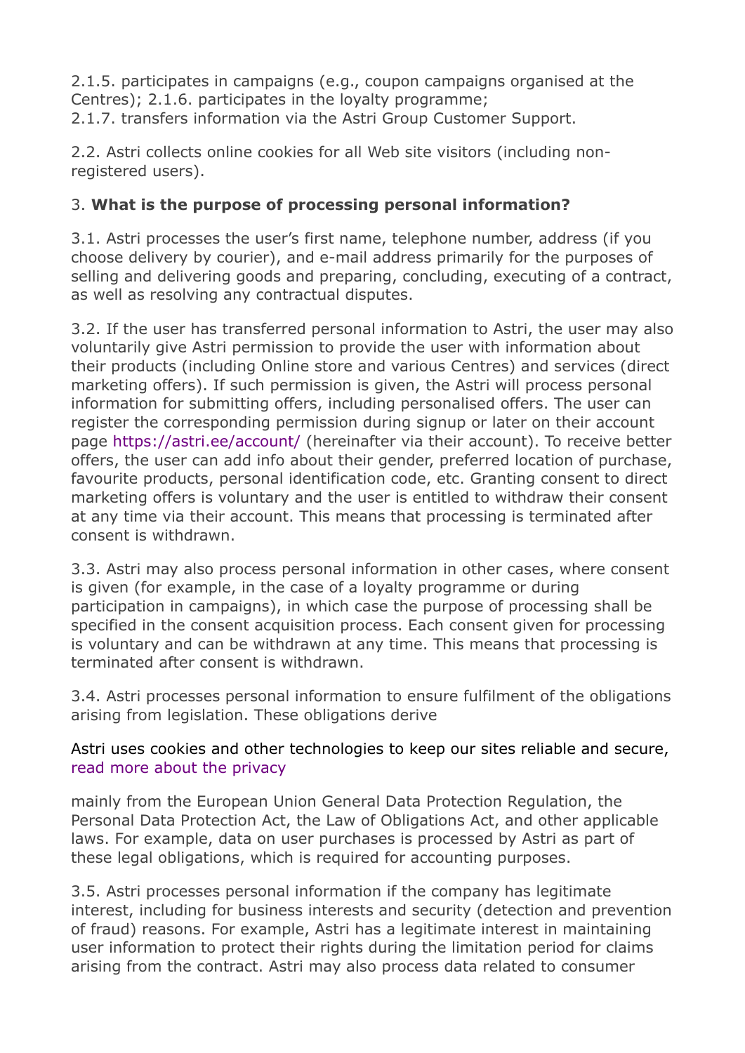2.1.5. participates in campaigns (e.g., coupon campaigns organised at the Centres); 2.1.6. participates in the loyalty programme;
2.1.7. transfers information via the Astri Group Customer Support.

2.2. Astri collects online cookies for all Web site visitors (including non-registered users).

3. **What is the purpose of processing personal information?**

3.1. Astri processes the user's first name, telephone number, address (if you choose delivery by courier), and e-mail address primarily for the purposes of selling and delivering goods and preparing, concluding, executing of a contract, as well as resolving any contractual disputes.

3.2. If the user has transferred personal information to Astri, the user may also voluntarily give Astri permission to provide the user with information about their products (including Online store and various Centres) and services (direct marketing offers). If such permission is given, the Astri will process personal information for submitting offers, including personalised offers. The user can register the corresponding permission during signup or later on their account page https://astri.ee/account/ (hereinafter via their account). To receive better offers, the user can add info about their gender, preferred location of purchase, favourite products, personal identification code, etc. Granting consent to direct marketing offers is voluntary and the user is entitled to withdraw their consent at any time via their account. This means that processing is terminated after consent is withdrawn.

3.3. Astri may also process personal information in other cases, where consent is given (for example, in the case of a loyalty programme or during participation in campaigns), in which case the purpose of processing shall be specified in the consent acquisition process. Each consent given for processing is voluntary and can be withdrawn at any time. This means that processing is terminated after consent is withdrawn.

3.4. Astri processes personal information to ensure fulfilment of the obligations arising from legislation. These obligations derive

Astri uses cookies and other technologies to keep our sites reliable and secure, read more about the privacy

mainly from the European Union General Data Protection Regulation, the Personal Data Protection Act, the Law of Obligations Act, and other applicable laws. For example, data on user purchases is processed by Astri as part of these legal obligations, which is required for accounting purposes.

3.5. Astri processes personal information if the company has legitimate interest, including for business interests and security (detection and prevention of fraud) reasons. For example, Astri has a legitimate interest in maintaining user information to protect their rights during the limitation period for claims arising from the contract. Astri may also process data related to consumer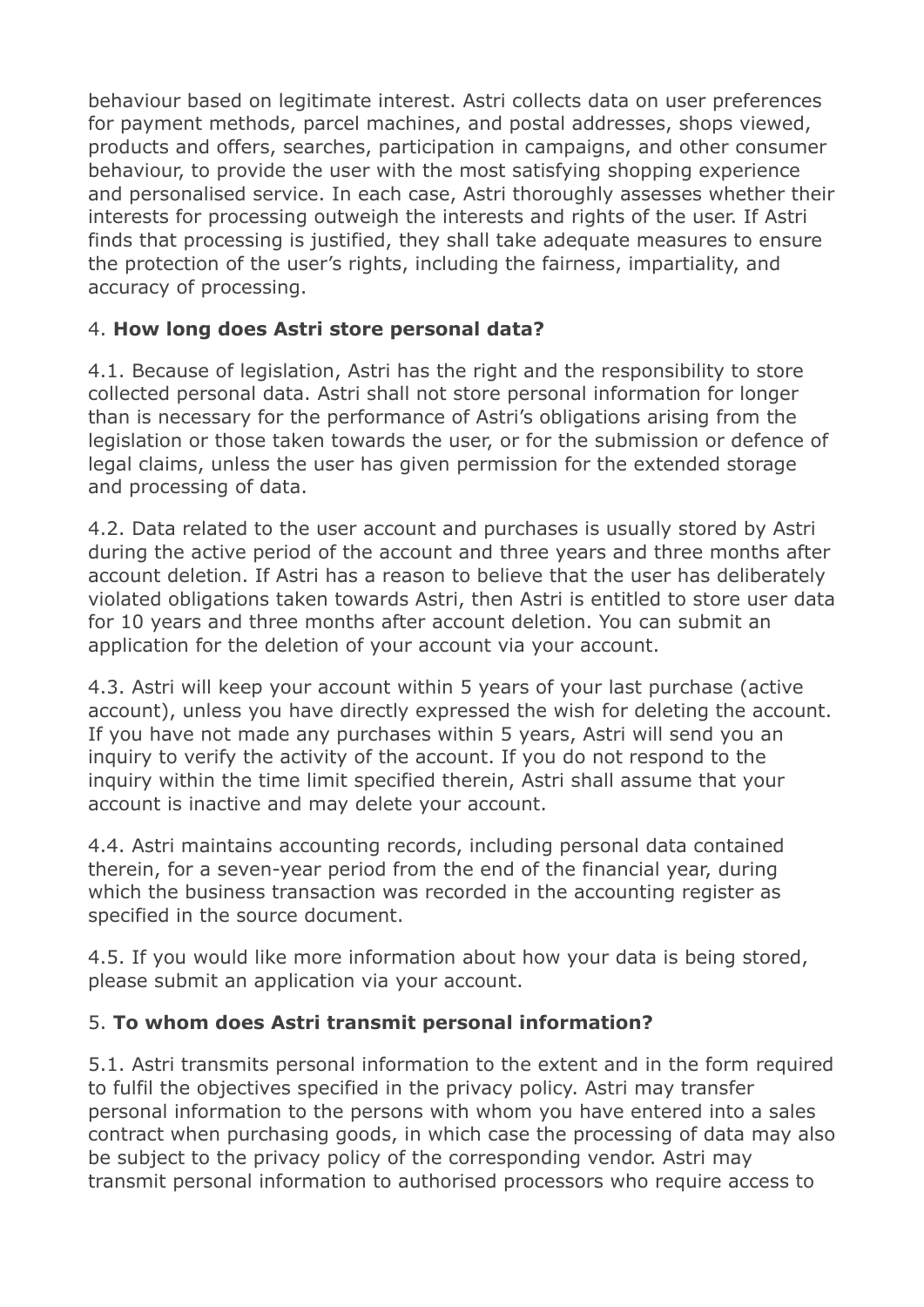behaviour based on legitimate interest. Astri collects data on user preferences for payment methods, parcel machines, and postal addresses, shops viewed, products and offers, searches, participation in campaigns, and other consumer behaviour, to provide the user with the most satisfying shopping experience and personalised service. In each case, Astri thoroughly assesses whether their interests for processing outweigh the interests and rights of the user. If Astri finds that processing is justified, they shall take adequate measures to ensure the protection of the user's rights, including the fairness, impartiality, and accuracy of processing.

## 4. **How long does Astri store personal data?**

4.1. Because of legislation, Astri has the right and the responsibility to store collected personal data. Astri shall not store personal information for longer than is necessary for the performance of Astri's obligations arising from the legislation or those taken towards the user, or for the submission or defence of legal claims, unless the user has given permission for the extended storage and processing of data.

4.2. Data related to the user account and purchases is usually stored by Astri during the active period of the account and three years and three months after account deletion. If Astri has a reason to believe that the user has deliberately violated obligations taken towards Astri, then Astri is entitled to store user data for 10 years and three months after account deletion. You can submit an application for the deletion of your account via your account.

4.3. Astri will keep your account within 5 years of your last purchase (active account), unless you have directly expressed the wish for deleting the account. If you have not made any purchases within 5 years, Astri will send you an inquiry to verify the activity of the account. If you do not respond to the inquiry within the time limit specified therein, Astri shall assume that your account is inactive and may delete your account.

4.4. Astri maintains accounting records, including personal data contained therein, for a seven-year period from the end of the financial year, during which the business transaction was recorded in the accounting register as specified in the source document.

4.5. If you would like more information about how your data is being stored, please submit an application via your account.

## 5. **To whom does Astri transmit personal information?**

5.1. Astri transmits personal information to the extent and in the form required to fulfil the objectives specified in the privacy policy. Astri may transfer personal information to the persons with whom you have entered into a sales contract when purchasing goods, in which case the processing of data may also be subject to the privacy policy of the corresponding vendor. Astri may transmit personal information to authorised processors who require access to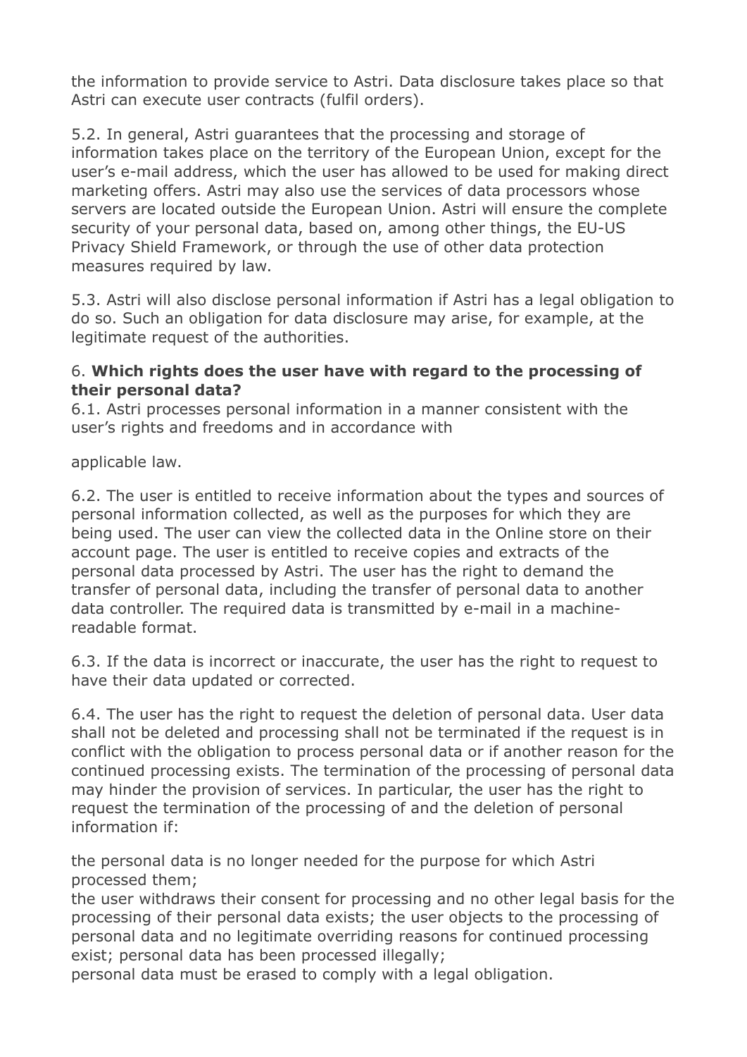the information to provide service to Astri. Data disclosure takes place so that Astri can execute user contracts (fulfil orders).

5.2. In general, Astri guarantees that the processing and storage of information takes place on the territory of the European Union, except for the user's e-mail address, which the user has allowed to be used for making direct marketing offers. Astri may also use the services of data processors whose servers are located outside the European Union. Astri will ensure the complete security of your personal data, based on, among other things, the EU-US Privacy Shield Framework, or through the use of other data protection measures required by law.

5.3. Astri will also disclose personal information if Astri has a legal obligation to do so. Such an obligation for data disclosure may arise, for example, at the legitimate request of the authorities.

6. **Which rights does the user have with regard to the processing of their personal data?**

6.1. Astri processes personal information in a manner consistent with the user's rights and freedoms and in accordance with

applicable law.

6.2. The user is entitled to receive information about the types and sources of personal information collected, as well as the purposes for which they are being used. The user can view the collected data in the Online store on their account page. The user is entitled to receive copies and extracts of the personal data processed by Astri. The user has the right to demand the transfer of personal data, including the transfer of personal data to another data controller. The required data is transmitted by e-mail in a machine-readable format.

6.3. If the data is incorrect or inaccurate, the user has the right to request to have their data updated or corrected.

6.4. The user has the right to request the deletion of personal data. User data shall not be deleted and processing shall not be terminated if the request is in conflict with the obligation to process personal data or if another reason for the continued processing exists. The termination of the processing of personal data may hinder the provision of services. In particular, the user has the right to request the termination of the processing of and the deletion of personal information if:

the personal data is no longer needed for the purpose for which Astri processed them;
the user withdraws their consent for processing and no other legal basis for the processing of their personal data exists; the user objects to the processing of personal data and no legitimate overriding reasons for continued processing exist; personal data has been processed illegally;
personal data must be erased to comply with a legal obligation.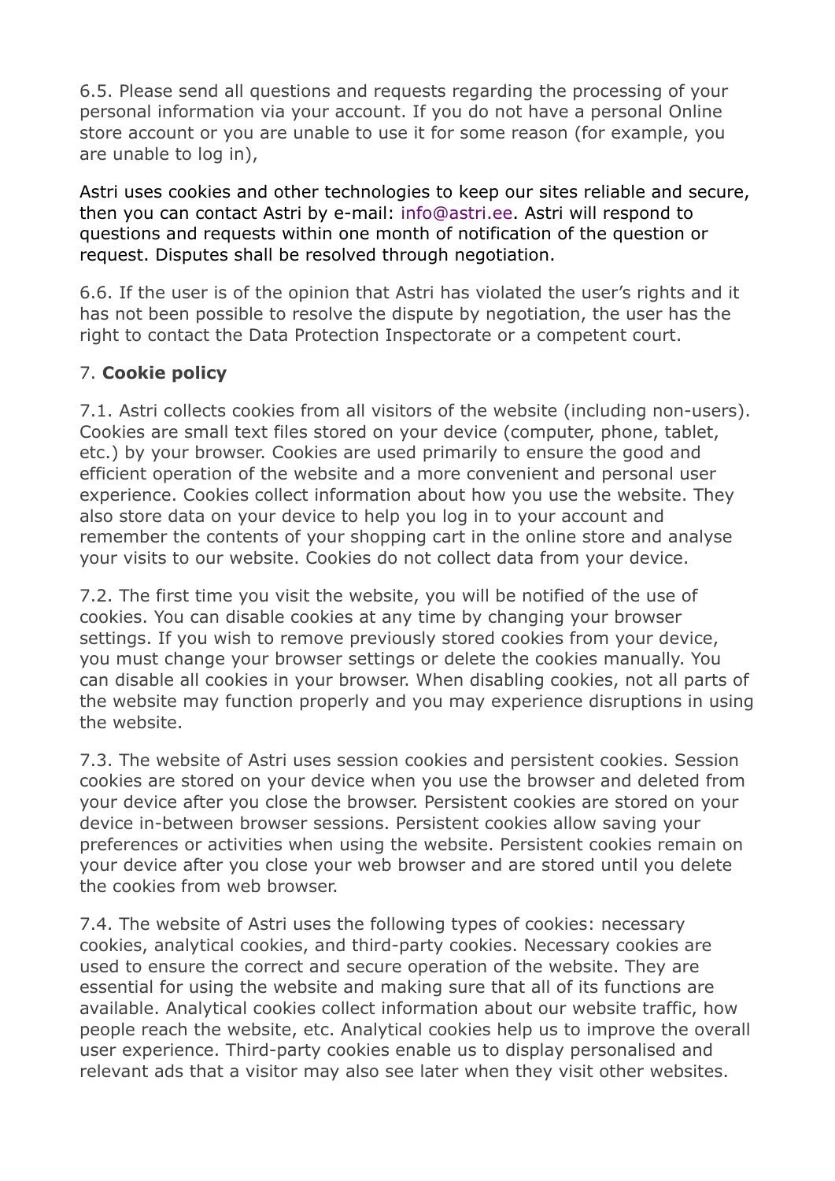6.5. Please send all questions and requests regarding the processing of your personal information via your account. If you do not have a personal Online store account or you are unable to use it for some reason (for example, you are unable to log in),

Astri uses cookies and other technologies to keep our sites reliable and secure, then you can contact Astri by e-mail: info@astri.ee. Astri will respond to questions and requests within one month of notification of the question or request. Disputes shall be resolved through negotiation.

6.6. If the user is of the opinion that Astri has violated the user's rights and it has not been possible to resolve the dispute by negotiation, the user has the right to contact the Data Protection Inspectorate or a competent court.

## 7. **Cookie policy**

7.1. Astri collects cookies from all visitors of the website (including non-users). Cookies are small text files stored on your device (computer, phone, tablet, etc.) by your browser. Cookies are used primarily to ensure the good and efficient operation of the website and a more convenient and personal user experience. Cookies collect information about how you use the website. They also store data on your device to help you log in to your account and remember the contents of your shopping cart in the online store and analyse your visits to our website. Cookies do not collect data from your device.

7.2. The first time you visit the website, you will be notified of the use of cookies. You can disable cookies at any time by changing your browser settings. If you wish to remove previously stored cookies from your device, you must change your browser settings or delete the cookies manually. You can disable all cookies in your browser. When disabling cookies, not all parts of the website may function properly and you may experience disruptions in using the website.

7.3. The website of Astri uses session cookies and persistent cookies. Session cookies are stored on your device when you use the browser and deleted from your device after you close the browser. Persistent cookies are stored on your device in-between browser sessions. Persistent cookies allow saving your preferences or activities when using the website. Persistent cookies remain on your device after you close your web browser and are stored until you delete the cookies from web browser.

7.4. The website of Astri uses the following types of cookies: necessary cookies, analytical cookies, and third-party cookies. Necessary cookies are used to ensure the correct and secure operation of the website. They are essential for using the website and making sure that all of its functions are available. Analytical cookies collect information about our website traffic, how people reach the website, etc. Analytical cookies help us to improve the overall user experience. Third-party cookies enable us to display personalised and relevant ads that a visitor may also see later when they visit other websites.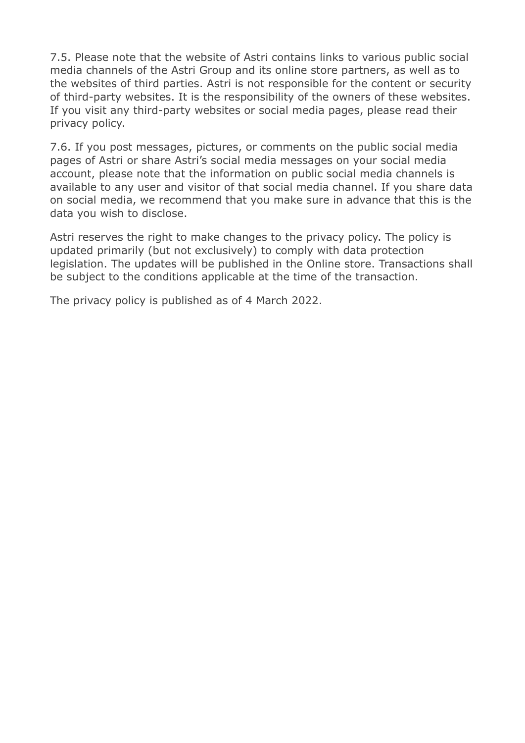7.5. Please note that the website of Astri contains links to various public social media channels of the Astri Group and its online store partners, as well as to the websites of third parties. Astri is not responsible for the content or security of third-party websites. It is the responsibility of the owners of these websites. If you visit any third-party websites or social media pages, please read their privacy policy.

7.6. If you post messages, pictures, or comments on the public social media pages of Astri or share Astri's social media messages on your social media account, please note that the information on public social media channels is available to any user and visitor of that social media channel. If you share data on social media, we recommend that you make sure in advance that this is the data you wish to disclose.

Astri reserves the right to make changes to the privacy policy. The policy is updated primarily (but not exclusively) to comply with data protection legislation. The updates will be published in the Online store. Transactions shall be subject to the conditions applicable at the time of the transaction.

The privacy policy is published as of 4 March 2022.